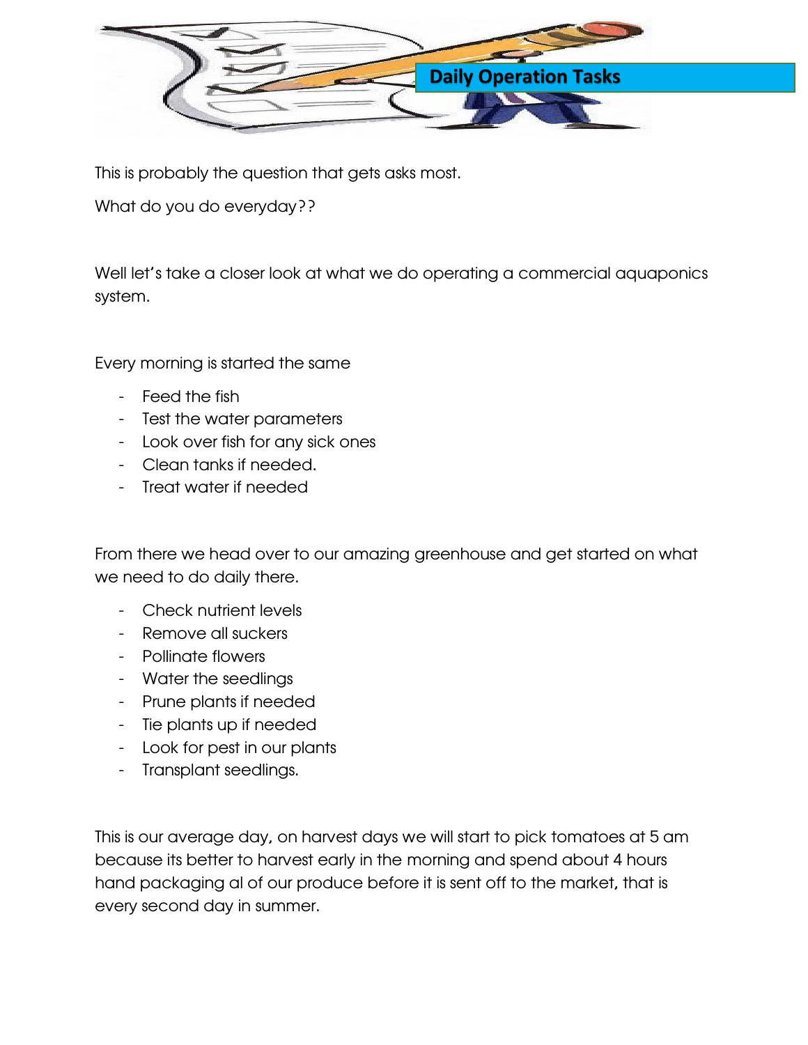# Daily Operation Tasks

This is probably the question that gets asks most.

What do you do everyday??

Well let's take a closer look at what we do operating a commercial aquaponics system.

Every morning is started the same

- Feed the fish
- Test the water parameters
- Look over fish for any sick ones
- Clean tanks if needed.
- Treat water if needed

From there we head over to our amazing greenhouse and get started on what we need to do daily there.

- Check nutrient levels
- Remove all suckers
- Pollinate flowers
- Water the seedlings
- Prune plants if needed
- Tie plants up if needed
- Look for pest in our plants
- Transplant seedlings.

This is our average day, on harvest days we will start to pick tomatoes at 5 am because its better to harvest early in the morning and spend about 4 hours hand packaging al of our produce before it is sent off to the market, that is every second day in summer.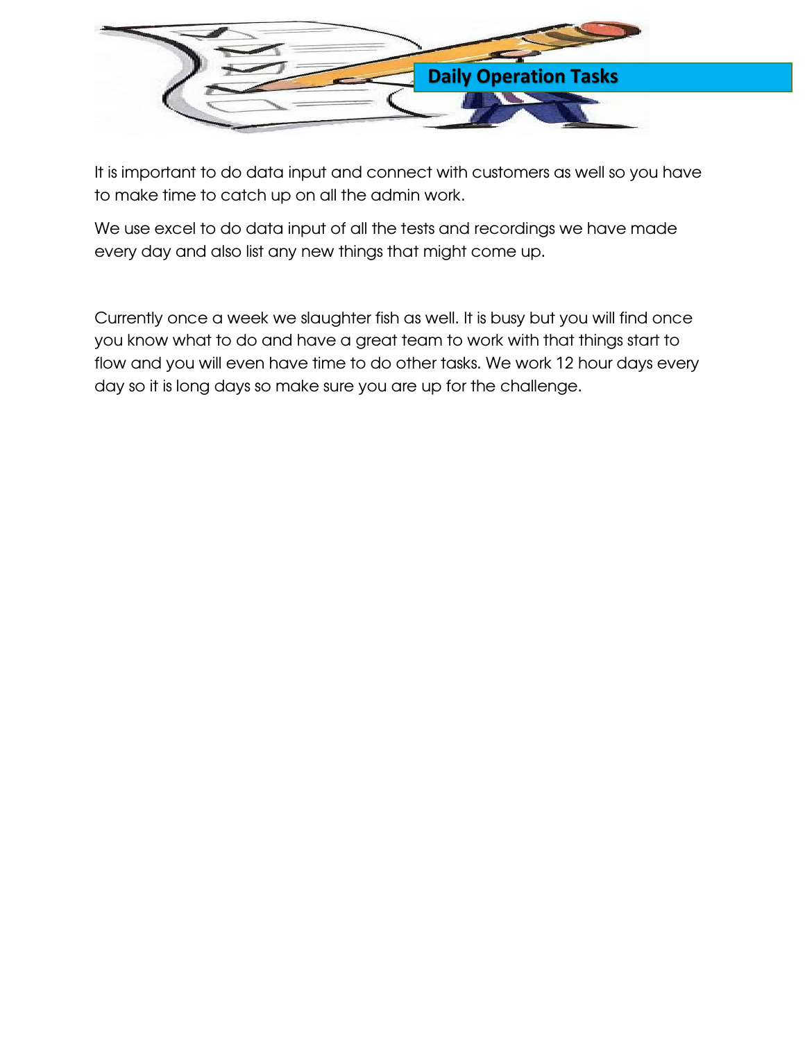## Daily Operation Tasks

It is important to do data input and connect with customers as well so you have to make time to catch up on all the admin work.

We use excel to do data input of all the tests and recordings we have made every day and also list any new things that might come up.

Currently once a week we slaughter fish as well. It is busy but you will find once you know what to do and have a great team to work with that things start to flow and you will even have time to do other tasks. We work 12 hour days every day so it is long days so make sure you are up for the challenge.